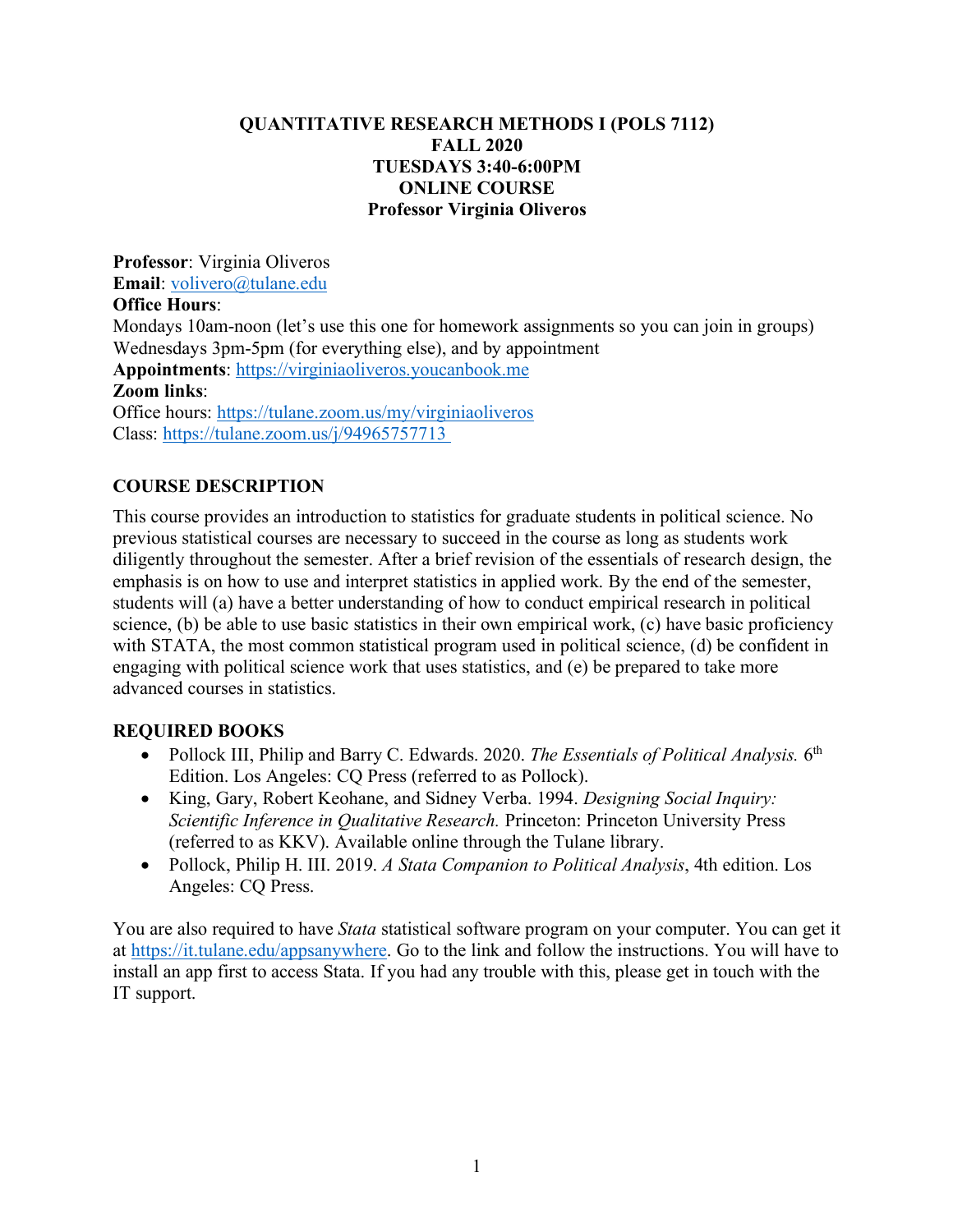# QUANTITATIVE RESEARCH METHODS I (POLS 7112)
## FALL 2020
## TUESDAYS 3:40-6:00PM
## ONLINE COURSE
## Professor Virginia Oliveros

**Professor**: Virginia Oliveros
**Email**: volivero@tulane.edu
**Office Hours**:
Mondays 10am-noon (let's use this one for homework assignments so you can join in groups)
Wednesdays 3pm-5pm (for everything else), and by appointment
**Appointments**: https://virginiaoliveros.youcanbook.me
**Zoom links**:
Office hours: https://tulane.zoom.us/my/virginiaoliveros
Class: https://tulane.zoom.us/j/94965757713

## COURSE DESCRIPTION

This course provides an introduction to statistics for graduate students in political science. No previous statistical courses are necessary to succeed in the course as long as students work diligently throughout the semester. After a brief revision of the essentials of research design, the emphasis is on how to use and interpret statistics in applied work. By the end of the semester, students will (a) have a better understanding of how to conduct empirical research in political science, (b) be able to use basic statistics in their own empirical work, (c) have basic proficiency with STATA, the most common statistical program used in political science, (d) be confident in engaging with political science work that uses statistics, and (e) be prepared to take more advanced courses in statistics.

## REQUIRED BOOKS

- Pollock III, Philip and Barry C. Edwards. 2020. *The Essentials of Political Analysis.* 6th Edition. Los Angeles: CQ Press (referred to as Pollock).
- King, Gary, Robert Keohane, and Sidney Verba. 1994. *Designing Social Inquiry: Scientific Inference in Qualitative Research.* Princeton: Princeton University Press (referred to as KKV). Available online through the Tulane library.
- Pollock, Philip H. III. 2019. *A Stata Companion to Political Analysis*, 4th edition. Los Angeles: CQ Press.

You are also required to have *Stata* statistical software program on your computer. You can get it at https://it.tulane.edu/appsanywhere. Go to the link and follow the instructions. You will have to install an app first to access Stata. If you had any trouble with this, please get in touch with the IT support.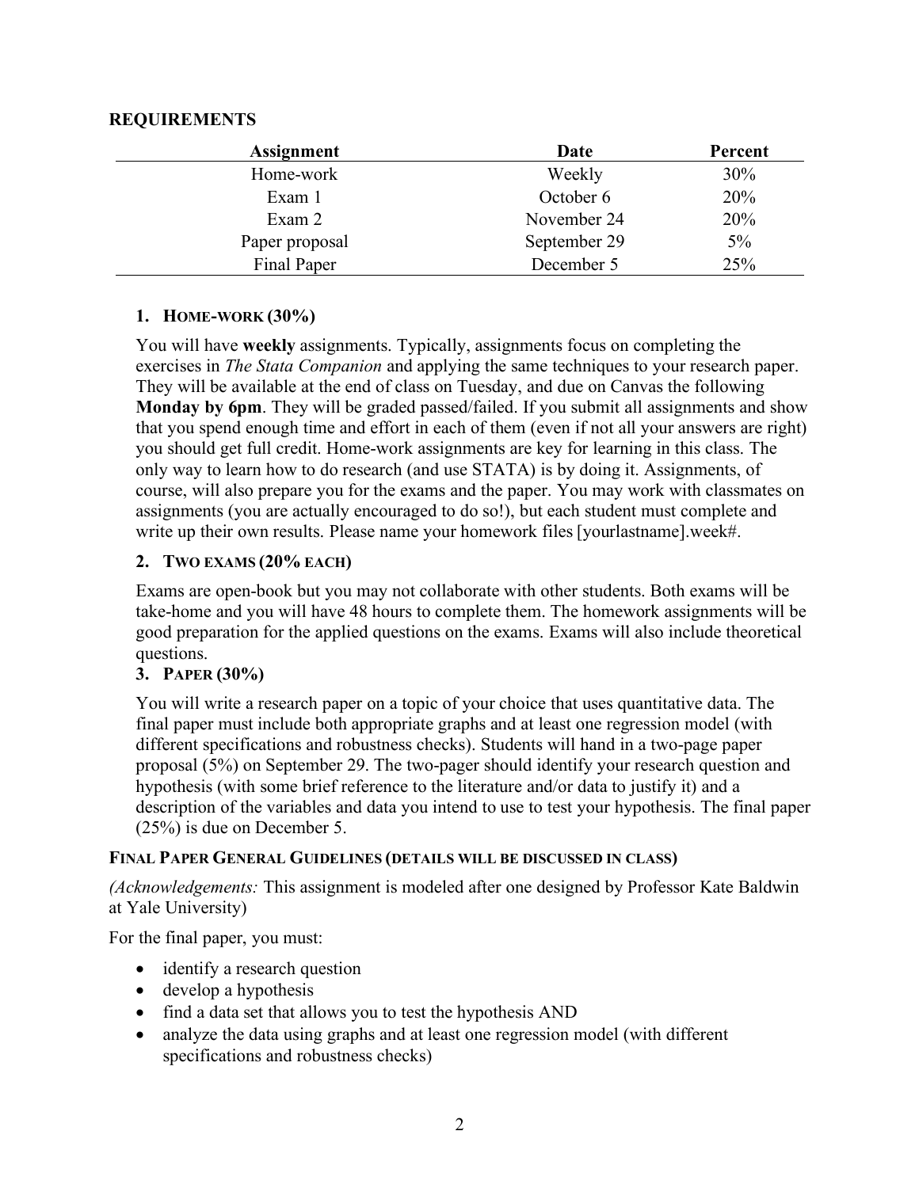## REQUIREMENTS

| Assignment | Date | Percent |
|---|---|---|
| Home-work | Weekly | 30% |
| Exam 1 | October 6 | 20% |
| Exam 2 | November 24 | 20% |
| Paper proposal | September 29 | 5% |
| Final Paper | December 5 | 25% |

### 1. HOME-WORK (30%)

You will have **weekly** assignments. Typically, assignments focus on completing the exercises in *The Stata Companion* and applying the same techniques to your research paper. They will be available at the end of class on Tuesday, and due on Canvas the following **Monday by 6pm**. They will be graded passed/failed. If you submit all assignments and show that you spend enough time and effort in each of them (even if not all your answers are right) you should get full credit. Home-work assignments are key for learning in this class. The only way to learn how to do research (and use STATA) is by doing it. Assignments, of course, will also prepare you for the exams and the paper. You may work with classmates on assignments (you are actually encouraged to do so!), but each student must complete and write up their own results. Please name your homework files [yourlastname].week#.

### 2. TWO EXAMS (20% EACH)

Exams are open-book but you may not collaborate with other students. Both exams will be take-home and you will have 48 hours to complete them. The homework assignments will be good preparation for the applied questions on the exams. Exams will also include theoretical questions.

### 3. PAPER (30%)

You will write a research paper on a topic of your choice that uses quantitative data. The final paper must include both appropriate graphs and at least one regression model (with different specifications and robustness checks). Students will hand in a two-page paper proposal (5%) on September 29. The two-pager should identify your research question and hypothesis (with some brief reference to the literature and/or data to justify it) and a description of the variables and data you intend to use to test your hypothesis. The final paper (25%) is due on December 5.

#### FINAL PAPER GENERAL GUIDELINES (DETAILS WILL BE DISCUSSED IN CLASS)

*(Acknowledgements:* This assignment is modeled after one designed by Professor Kate Baldwin at Yale University)

For the final paper, you must:

- identify a research question
- develop a hypothesis
- find a data set that allows you to test the hypothesis AND
- analyze the data using graphs and at least one regression model (with different specifications and robustness checks)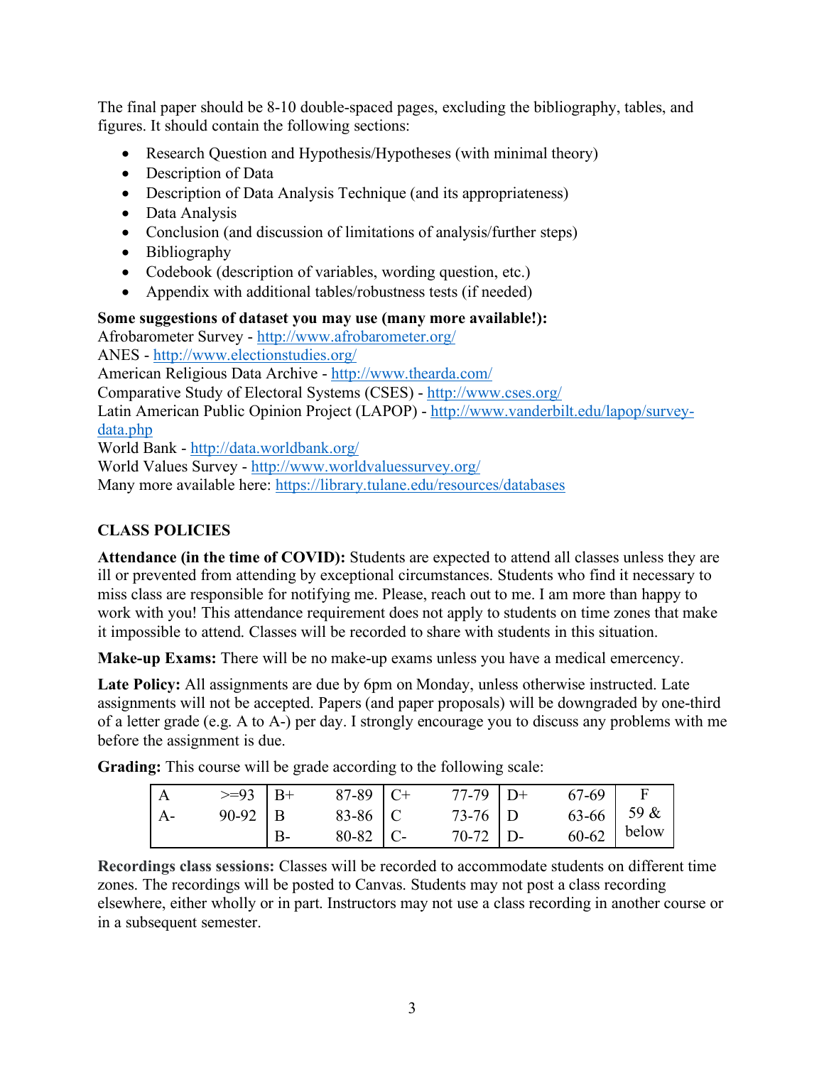The final paper should be 8-10 double-spaced pages, excluding the bibliography, tables, and figures. It should contain the following sections:

- Research Question and Hypothesis/Hypotheses (with minimal theory)
- Description of Data
- Description of Data Analysis Technique (and its appropriateness)
- Data Analysis
- Conclusion (and discussion of limitations of analysis/further steps)
- Bibliography
- Codebook (description of variables, wording question, etc.)
- Appendix with additional tables/robustness tests (if needed)

**Some suggestions of dataset you may use (many more available!):**
Afrobarometer Survey - [http://www.afrobarometer.org/](http://www.afrobarometer.org/)
ANES - [http://www.electionstudies.org/](http://www.electionstudies.org/)
American Religious Data Archive - [http://www.thearda.com/](http://www.thearda.com/)
Comparative Study of Electoral Systems (CSES) - [http://www.cses.org/](http://www.cses.org/)
Latin American Public Opinion Project (LAPOP) - [http://www.vanderbilt.edu/lapop/survey-data.php](http://www.vanderbilt.edu/lapop/survey-data.php)
World Bank - [http://data.worldbank.org/](http://data.worldbank.org/)
World Values Survey - [http://www.worldvaluessurvey.org/](http://www.worldvaluessurvey.org/)
Many more available here: [https://library.tulane.edu/resources/databases](https://library.tulane.edu/resources/databases)

## CLASS POLICIES

**Attendance (in the time of COVID):** Students are expected to attend all classes unless they are ill or prevented from attending by exceptional circumstances. Students who find it necessary to miss class are responsible for notifying me. Please, reach out to me. I am more than happy to work with you! This attendance requirement does not apply to students on time zones that make it impossible to attend. Classes will be recorded to share with students in this situation.

**Make-up Exams:** There will be no make-up exams unless you have a medical emercency.

**Late Policy:** All assignments are due by 6pm on Monday, unless otherwise instructed. Late assignments will not be accepted. Papers (and paper proposals) will be downgraded by one-third of a letter grade (e.g. A to A-) per day. I strongly encourage you to discuss any problems with me before the assignment is due.

**Grading:** This course will be grade according to the following scale:

| | | | | | | | | |
|---|---|---|---|---|---|---|---|---|
| A | >=93 | B+ | 87-89 | C+ | 77-79 | D+ | 67-69 | F |
| A- | 90-92 | B | 83-86 | C | 73-76 | D | 63-66 | 59 & |
| | | B- | 80-82 | C- | 70-72 | D- | 60-62 | below |

**Recordings class sessions:** Classes will be recorded to accommodate students on different time zones. The recordings will be posted to Canvas. Students may not post a class recording elsewhere, either wholly or in part. Instructors may not use a class recording in another course or in a subsequent semester.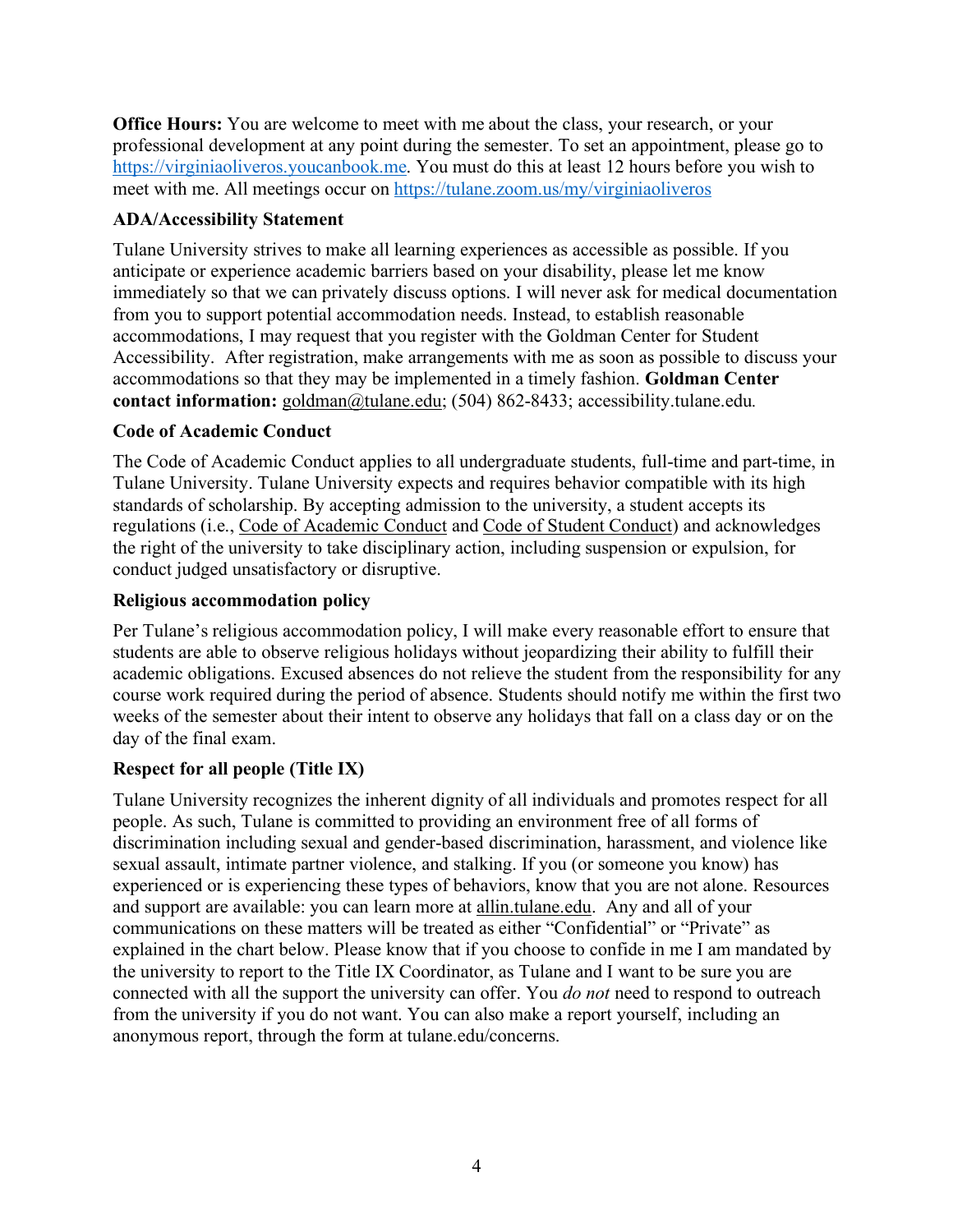**Office Hours:** You are welcome to meet with me about the class, your research, or your professional development at any point during the semester. To set an appointment, please go to https://virginiaoliveros.youcanbook.me. You must do this at least 12 hours before you wish to meet with me. All meetings occur on https://tulane.zoom.us/my/virginiaoliveros

**ADA/Accessibility Statement**

Tulane University strives to make all learning experiences as accessible as possible. If you anticipate or experience academic barriers based on your disability, please let me know immediately so that we can privately discuss options. I will never ask for medical documentation from you to support potential accommodation needs. Instead, to establish reasonable accommodations, I may request that you register with the Goldman Center for Student Accessibility. After registration, make arrangements with me as soon as possible to discuss your accommodations so that they may be implemented in a timely fashion. **Goldman Center contact information:** goldman@tulane.edu; (504) 862-8433; accessibility.tulane.edu.

**Code of Academic Conduct**

The Code of Academic Conduct applies to all undergraduate students, full-time and part-time, in Tulane University. Tulane University expects and requires behavior compatible with its high standards of scholarship. By accepting admission to the university, a student accepts its regulations (i.e., Code of Academic Conduct and Code of Student Conduct) and acknowledges the right of the university to take disciplinary action, including suspension or expulsion, for conduct judged unsatisfactory or disruptive.

**Religious accommodation policy**

Per Tulane's religious accommodation policy, I will make every reasonable effort to ensure that students are able to observe religious holidays without jeopardizing their ability to fulfill their academic obligations. Excused absences do not relieve the student from the responsibility for any course work required during the period of absence. Students should notify me within the first two weeks of the semester about their intent to observe any holidays that fall on a class day or on the day of the final exam.

**Respect for all people (Title IX)**

Tulane University recognizes the inherent dignity of all individuals and promotes respect for all people. As such, Tulane is committed to providing an environment free of all forms of discrimination including sexual and gender-based discrimination, harassment, and violence like sexual assault, intimate partner violence, and stalking. If you (or someone you know) has experienced or is experiencing these types of behaviors, know that you are not alone. Resources and support are available: you can learn more at allin.tulane.edu. Any and all of your communications on these matters will be treated as either "Confidential" or "Private" as explained in the chart below. Please know that if you choose to confide in me I am mandated by the university to report to the Title IX Coordinator, as Tulane and I want to be sure you are connected with all the support the university can offer. You *do not* need to respond to outreach from the university if you do not want. You can also make a report yourself, including an anonymous report, through the form at tulane.edu/concerns.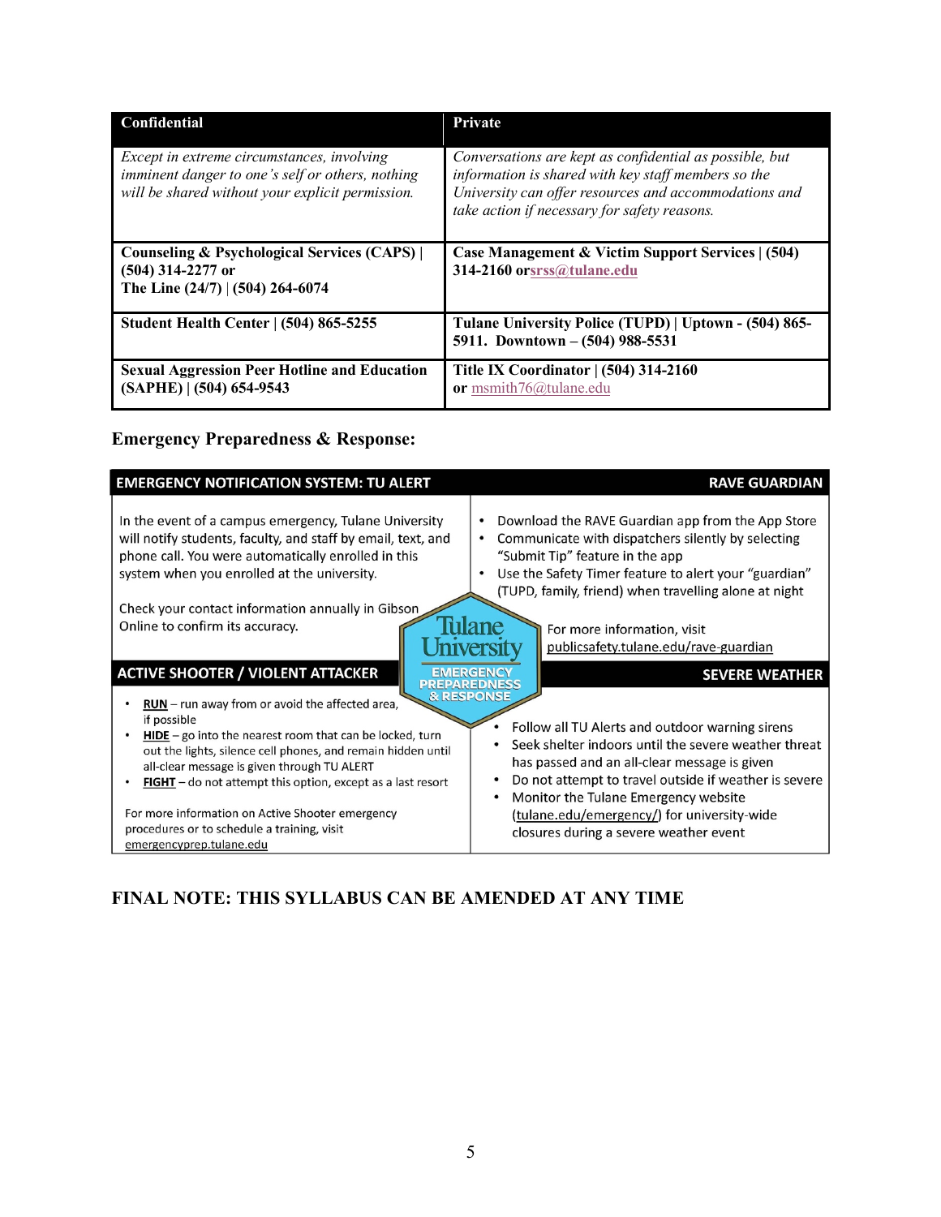| Confidential | Private |
|---|---|
| *Except in extreme circumstances, involving imminent danger to one's self or others, nothing will be shared without your explicit permission.* | *Conversations are kept as confidential as possible, but information is shared with key staff members so the University can offer resources and accommodations and take action if necessary for safety reasons.* |
| **Counseling & Psychological Services (CAPS) \| (504) 314-2277 or The Line (24/7) \| (504) 264-6074** | **Case Management & Victim Support Services \| (504) 314-2160 or srss@tulane.edu** |
| **Student Health Center \| (504) 865-5255** | **Tulane University Police (TUPD) \| Uptown - (504) 865-5911. Downtown – (504) 988-5531** |
| **Sexual Aggression Peer Hotline and Education (SAPHE) \| (504) 654-9543** | **Title IX Coordinator \| (504) 314-2160 or** msmith76@tulane.edu |

**Emergency Preparedness & Response:**

**EMERGENCY NOTIFICATION SYSTEM: TU ALERT**

In the event of a campus emergency, Tulane University will notify students, faculty, and staff by email, text, and phone call. You were automatically enrolled in this system when you enrolled at the university.

Check your contact information annually in Gibson Online to confirm its accuracy.

**RAVE GUARDIAN**

- Download the RAVE Guardian app from the App Store
- Communicate with dispatchers silently by selecting "Submit Tip" feature in the app
- Use the Safety Timer feature to alert your "guardian" (TUPD, family, friend) when travelling alone at night

For more information, visit publicsafety.tulane.edu/rave-guardian

Tulane University EMERGENCY PREPAREDNESS & RESPONSE

**ACTIVE SHOOTER / VIOLENT ATTACKER**

- **RUN** – run away from or avoid the affected area, if possible
- **HIDE** – go into the nearest room that can be locked, turn out the lights, silence cell phones, and remain hidden until all-clear message is given through TU ALERT
- **FIGHT** – do not attempt this option, except as a last resort

For more information on Active Shooter emergency procedures or to schedule a training, visit emergencyprep.tulane.edu

**SEVERE WEATHER**

- Follow all TU Alerts and outdoor warning sirens
- Seek shelter indoors until the severe weather threat has passed and an all-clear message is given
- Do not attempt to travel outside if weather is severe
- Monitor the Tulane Emergency website (tulane.edu/emergency/) for university-wide closures during a severe weather event

**FINAL NOTE: THIS SYLLABUS CAN BE AMENDED AT ANY TIME**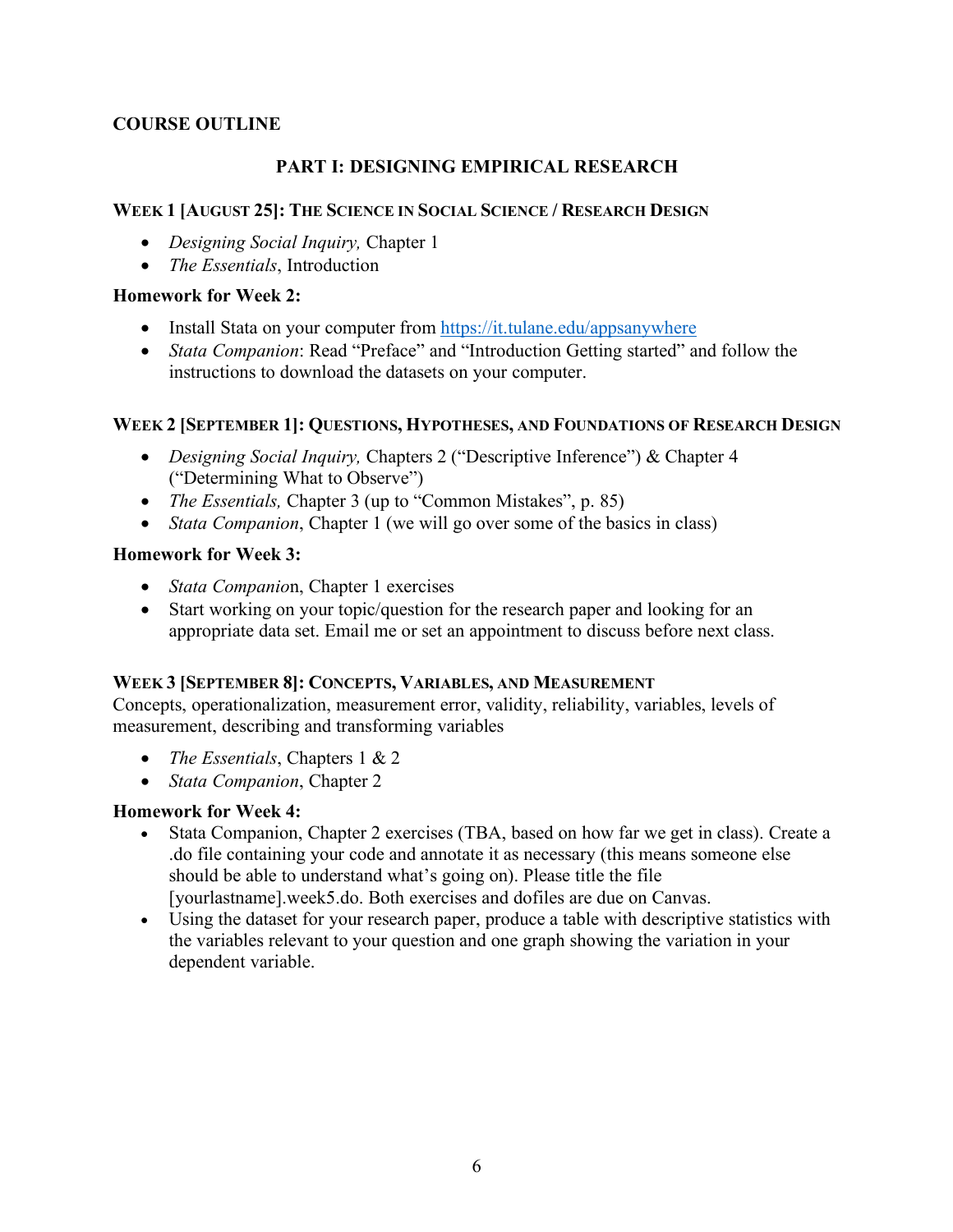## COURSE OUTLINE

### PART I: DESIGNING EMPIRICAL RESEARCH

#### WEEK 1 [AUGUST 25]: THE SCIENCE IN SOCIAL SCIENCE / RESEARCH DESIGN

- *Designing Social Inquiry,* Chapter 1
- *The Essentials*, Introduction

**Homework for Week 2:**

- Install Stata on your computer from https://it.tulane.edu/appsanywhere
- *Stata Companion*: Read "Preface" and "Introduction Getting started" and follow the instructions to download the datasets on your computer.

#### WEEK 2 [SEPTEMBER 1]: QUESTIONS, HYPOTHESES, AND FOUNDATIONS OF RESEARCH DESIGN

- *Designing Social Inquiry,* Chapters 2 ("Descriptive Inference") & Chapter 4 ("Determining What to Observe")
- *The Essentials,* Chapter 3 (up to "Common Mistakes", p. 85)
- *Stata Companion*, Chapter 1 (we will go over some of the basics in class)

**Homework for Week 3:**

- *Stata Companio*n, Chapter 1 exercises
- Start working on your topic/question for the research paper and looking for an appropriate data set. Email me or set an appointment to discuss before next class.

#### WEEK 3 [SEPTEMBER 8]: CONCEPTS, VARIABLES, AND MEASUREMENT

Concepts, operationalization, measurement error, validity, reliability, variables, levels of measurement, describing and transforming variables

- *The Essentials*, Chapters 1 & 2
- *Stata Companion*, Chapter 2

**Homework for Week 4:**

- Stata Companion, Chapter 2 exercises (TBA, based on how far we get in class). Create a .do file containing your code and annotate it as necessary (this means someone else should be able to understand what's going on). Please title the file [yourlastname].week5.do. Both exercises and dofiles are due on Canvas.
- Using the dataset for your research paper, produce a table with descriptive statistics with the variables relevant to your question and one graph showing the variation in your dependent variable.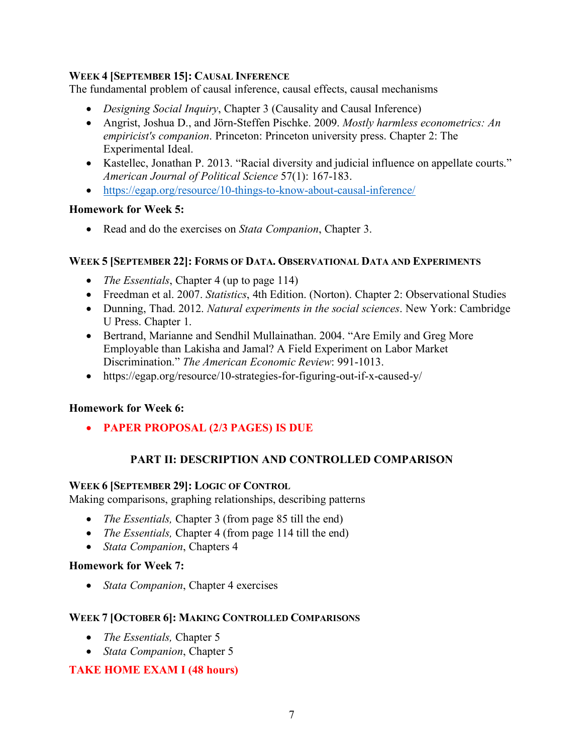### Week 4 [September 15]: Causal Inference

The fundamental problem of causal inference, causal effects, causal mechanisms

- *Designing Social Inquiry*, Chapter 3 (Causality and Causal Inference)
- Angrist, Joshua D., and Jörn-Steffen Pischke. 2009. *Mostly harmless econometrics: An empiricist's companion*. Princeton: Princeton university press. Chapter 2: The Experimental Ideal.
- Kastellec, Jonathan P. 2013. "Racial diversity and judicial influence on appellate courts." *American Journal of Political Science* 57(1): 167-183.
- [https://egap.org/resource/10-things-to-know-about-causal-inference/](https://egap.org/resource/10-things-to-know-about-causal-inference/)

**Homework for Week 5:**

- Read and do the exercises on *Stata Companion*, Chapter 3.

### Week 5 [September 22]: Forms of Data. Observational Data and Experiments

- *The Essentials*, Chapter 4 (up to page 114)
- Freedman et al. 2007. *Statistics*, 4th Edition. (Norton). Chapter 2: Observational Studies
- Dunning, Thad. 2012. *Natural experiments in the social sciences*. New York: Cambridge U Press. Chapter 1.
- Bertrand, Marianne and Sendhil Mullainathan. 2004. "Are Emily and Greg More Employable than Lakisha and Jamal? A Field Experiment on Labor Market Discrimination." *The American Economic Review*: 991-1013.
- https://egap.org/resource/10-strategies-for-figuring-out-if-x-caused-y/

**Homework for Week 6:**

- **PAPER PROPOSAL (2/3 PAGES) IS DUE**

## PART II: DESCRIPTION AND CONTROLLED COMPARISON

### Week 6 [September 29]: Logic of Control

Making comparisons, graphing relationships, describing patterns

- *The Essentials,* Chapter 3 (from page 85 till the end)
- *The Essentials,* Chapter 4 (from page 114 till the end)
- *Stata Companion*, Chapters 4

**Homework for Week 7:**

- *Stata Companion*, Chapter 4 exercises

### Week 7 [October 6]: Making Controlled Comparisons

- *The Essentials,* Chapter 5
- *Stata Companion*, Chapter 5

**TAKE HOME EXAM I (48 hours)**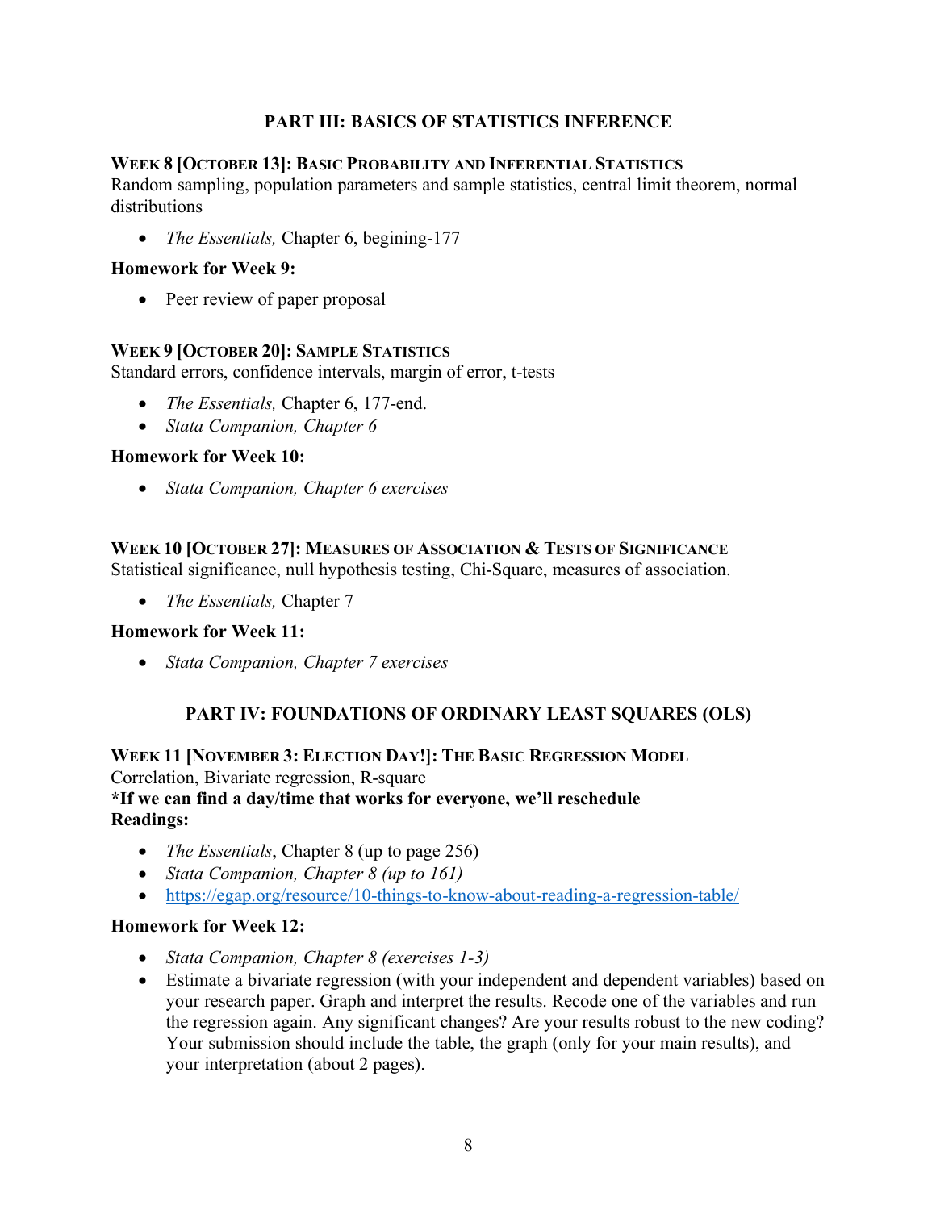## PART III: BASICS OF STATISTICS INFERENCE

**WEEK 8 [OCTOBER 13]: BASIC PROBABILITY AND INFERENTIAL STATISTICS**
Random sampling, population parameters and sample statistics, central limit theorem, normal distributions

- *The Essentials,* Chapter 6, begining-177

**Homework for Week 9:**

- Peer review of paper proposal

**WEEK 9 [OCTOBER 20]: SAMPLE STATISTICS**
Standard errors, confidence intervals, margin of error, t-tests

- *The Essentials,* Chapter 6, 177-end.
- *Stata Companion, Chapter 6*

**Homework for Week 10:**

- *Stata Companion, Chapter 6 exercises*

**WEEK 10 [OCTOBER 27]: MEASURES OF ASSOCIATION & TESTS OF SIGNIFICANCE**
Statistical significance, null hypothesis testing, Chi-Square, measures of association.

- *The Essentials,* Chapter 7

**Homework for Week 11:**

- *Stata Companion, Chapter 7 exercises*

## PART IV: FOUNDATIONS OF ORDINARY LEAST SQUARES (OLS)

**WEEK 11 [NOVEMBER 3: ELECTION DAY!]: THE BASIC REGRESSION MODEL**
Correlation, Bivariate regression, R-square
**\*If we can find a day/time that works for everyone, we'll reschedule**
**Readings:**

- *The Essentials*, Chapter 8 (up to page 256)
- *Stata Companion, Chapter 8 (up to 161)*
- https://egap.org/resource/10-things-to-know-about-reading-a-regression-table/

**Homework for Week 12:**

- *Stata Companion, Chapter 8 (exercises 1-3)*
- Estimate a bivariate regression (with your independent and dependent variables) based on your research paper. Graph and interpret the results. Recode one of the variables and run the regression again. Any significant changes? Are your results robust to the new coding? Your submission should include the table, the graph (only for your main results), and your interpretation (about 2 pages).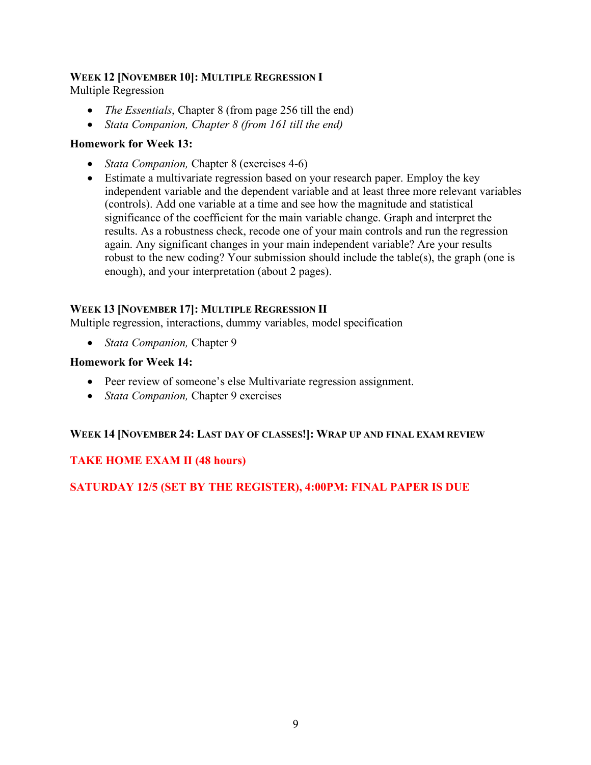### WEEK 12 [NOVEMBER 10]: MULTIPLE REGRESSION I

Multiple Regression

- *The Essentials*, Chapter 8 (from page 256 till the end)
- *Stata Companion, Chapter 8 (from 161 till the end)*

**Homework for Week 13:**

- *Stata Companion,* Chapter 8 (exercises 4-6)
- Estimate a multivariate regression based on your research paper. Employ the key independent variable and the dependent variable and at least three more relevant variables (controls). Add one variable at a time and see how the magnitude and statistical significance of the coefficient for the main variable change. Graph and interpret the results. As a robustness check, recode one of your main controls and run the regression again. Any significant changes in your main independent variable? Are your results robust to the new coding? Your submission should include the table(s), the graph (one is enough), and your interpretation (about 2 pages).

### WEEK 13 [NOVEMBER 17]: MULTIPLE REGRESSION II

Multiple regression, interactions, dummy variables, model specification

- *Stata Companion,* Chapter 9

**Homework for Week 14:**

- Peer review of someone's else Multivariate regression assignment.
- *Stata Companion,* Chapter 9 exercises

### WEEK 14 [NOVEMBER 24: LAST DAY OF CLASSES!]: WRAP UP AND FINAL EXAM REVIEW

**TAKE HOME EXAM II (48 hours)**

**SATURDAY 12/5 (SET BY THE REGISTER), 4:00PM: FINAL PAPER IS DUE**